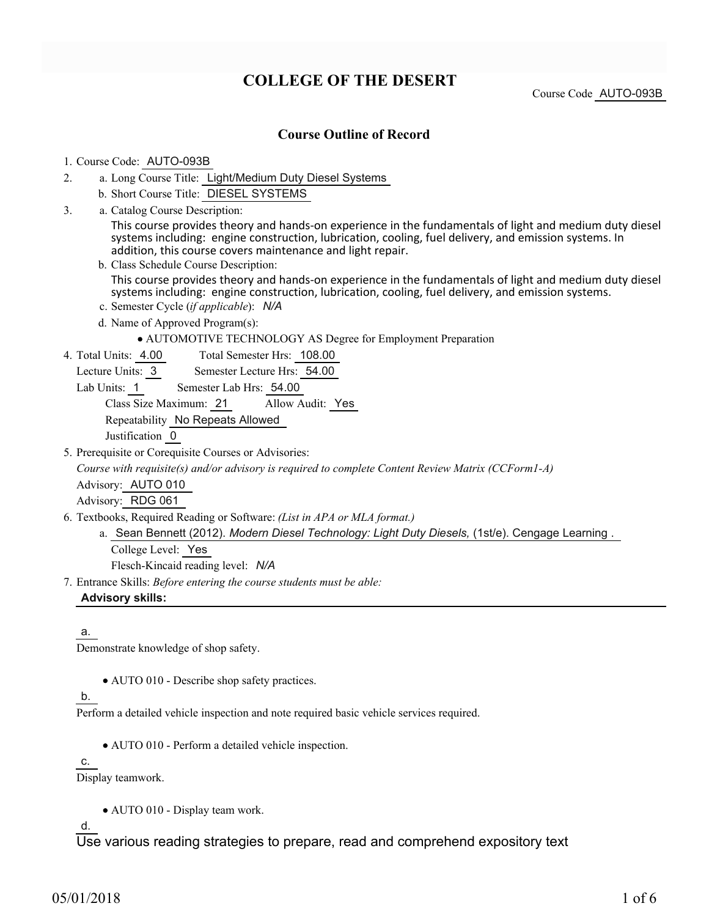# COLLEGE OF THE DESERT

Course Code AUTO-093B

## Course Outline of Record

1. Course Code: AUTO-093B
2. a. Long Course Title: Light/Medium Duty Diesel Systems
   b. Short Course Title: DIESEL SYSTEMS
3. a. Catalog Course Description:
   This course provides theory and hands-on experience in the fundamentals of light and medium duty diesel systems including: engine construction, lubrication, cooling, fuel delivery, and emission systems. In addition, this course covers maintenance and light repair.
   b. Class Schedule Course Description:
   This course provides theory and hands-on experience in the fundamentals of light and medium duty diesel systems including: engine construction, lubrication, cooling, fuel delivery, and emission systems.
   c. Semester Cycle (*if applicable*): *N/A*
   d. Name of Approved Program(s):
   - AUTOMOTIVE TECHNOLOGY AS Degree for Employment Preparation
4. Total Units: 4.00 Total Semester Hrs: 108.00
   Lecture Units: 3 Semester Lecture Hrs: 54.00
   Lab Units: 1 Semester Lab Hrs: 54.00
   Class Size Maximum: 21 Allow Audit: Yes
   Repeatability No Repeats Allowed
   Justification 0
5. Prerequisite or Corequisite Courses or Advisories:
   *Course with requisite(s) and/or advisory is required to complete Content Review Matrix (CCForm1-A)*
   Advisory: AUTO 010
   Advisory: RDG 061
6. Textbooks, Required Reading or Software: *(List in APA or MLA format.)*
   a. Sean Bennett (2012). *Modern Diesel Technology: Light Duty Diesels,* (1st/e). Cengage Learning .
   College Level: Yes
   Flesch-Kincaid reading level: *N/A*
7. Entrance Skills: *Before entering the course students must be able:*

**Advisory skills:**

a.

Demonstrate knowledge of shop safety.

- AUTO 010 - Describe shop safety practices.

b.

Perform a detailed vehicle inspection and note required basic vehicle services required.

- AUTO 010 - Perform a detailed vehicle inspection.

c.

Display teamwork.

- AUTO 010 - Display team work.

d.

Use various reading strategies to prepare, read and comprehend expository text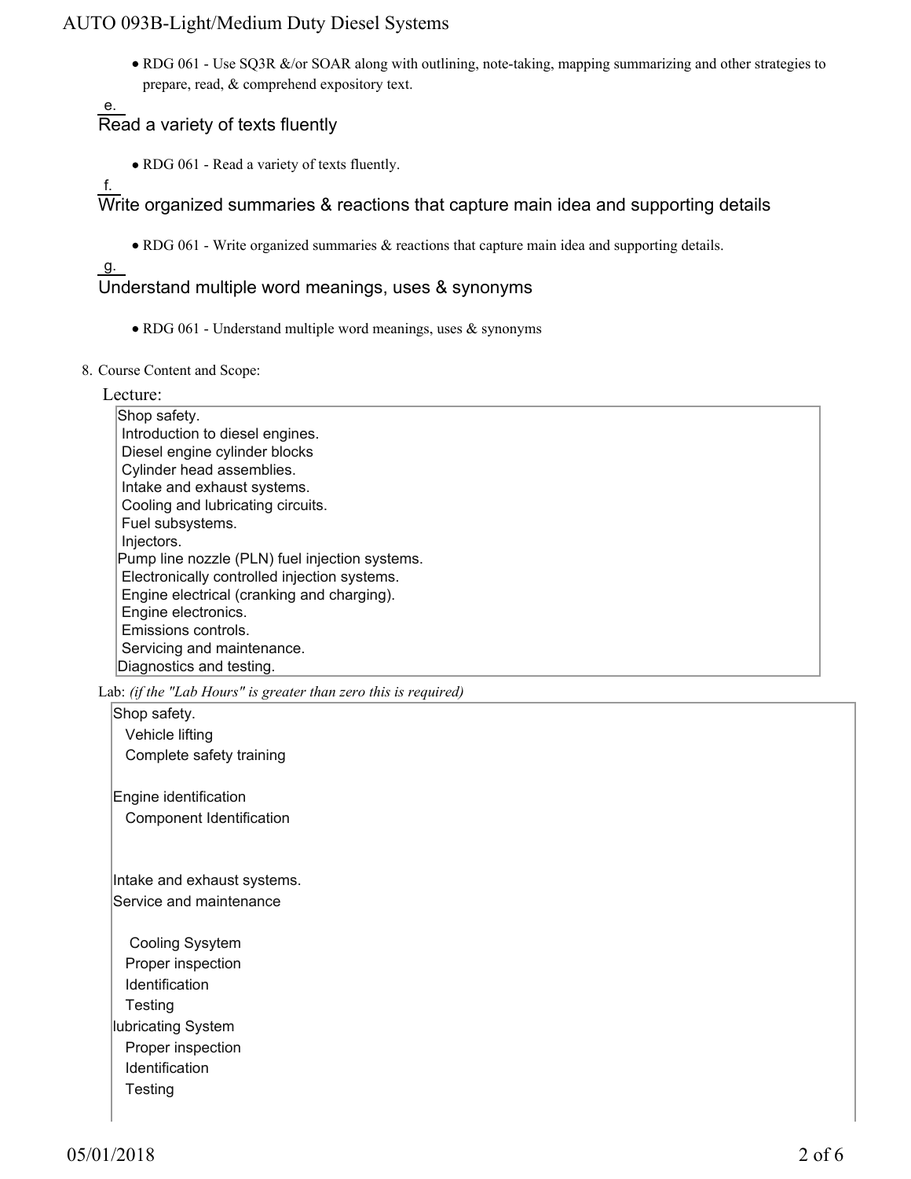- RDG 061 - Use SQ3R &/or SOAR along with outlining, note-taking, mapping summarizing and other strategies to prepare, read, & comprehend expository text.

e. Read a variety of texts fluently

- RDG 061 - Read a variety of texts fluently.

f. Write organized summaries & reactions that capture main idea and supporting details

- RDG 061 - Write organized summaries & reactions that capture main idea and supporting details.

g. Understand multiple word meanings, uses & synonyms

- RDG 061 - Understand multiple word meanings, uses & synonyms

8. Course Content and Scope:

Lecture:

Shop safety.
Introduction to diesel engines.
Diesel engine cylinder blocks
Cylinder head assemblies.
Intake and exhaust systems.
Cooling and lubricating circuits.
Fuel subsystems.
Injectors.
Pump line nozzle (PLN) fuel injection systems.
Electronically controlled injection systems.
Engine electrical (cranking and charging).
Engine electronics.
Emissions controls.
Servicing and maintenance.
Diagnostics and testing.

Lab: *(if the "Lab Hours" is greater than zero this is required)*

Shop safety.
  Vehicle lifting
  Complete safety training

Engine identification
  Component Identification

Intake and exhaust systems.
Service and maintenance

  Cooling Sysytem
  Proper inspection
  Identification
  Testing
lubricating System
  Proper inspection
  Identification
  Testing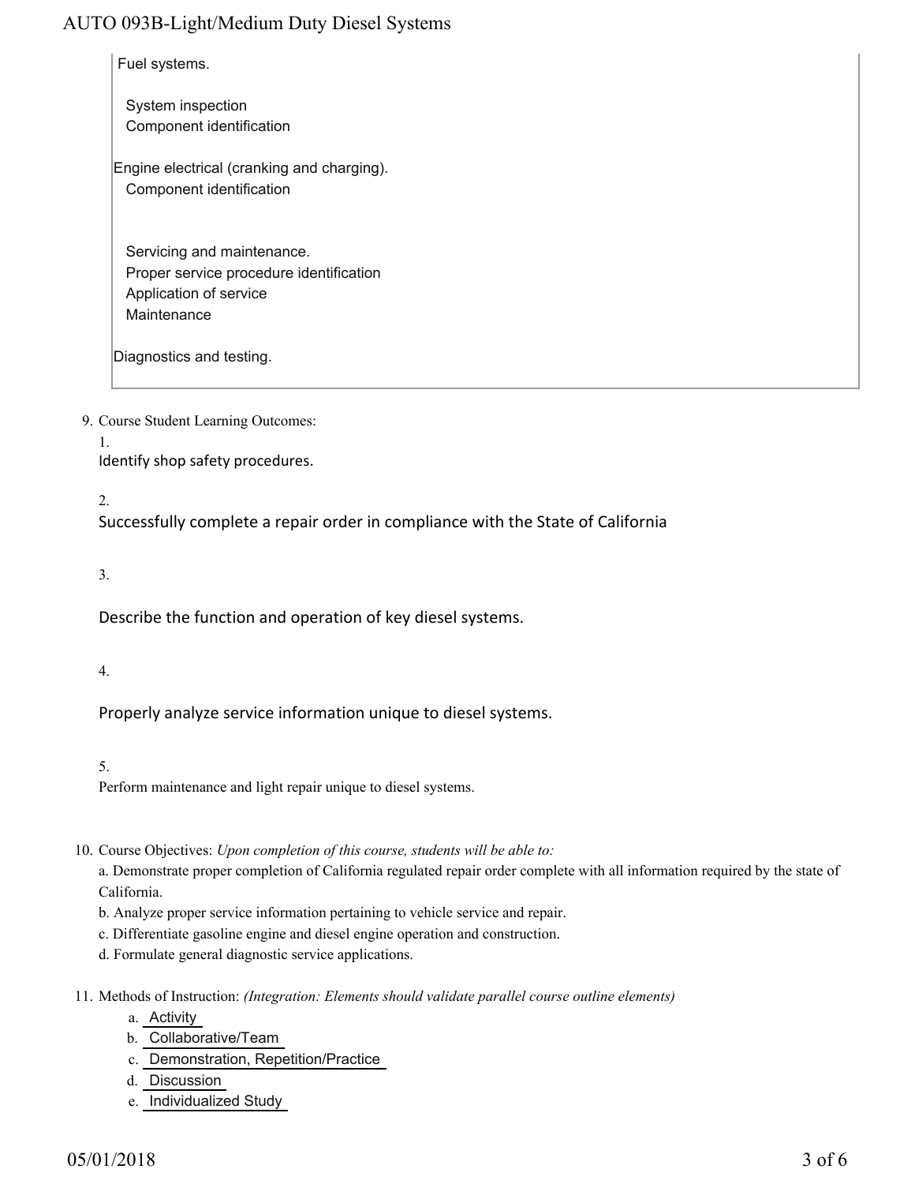Fuel systems.

- System inspection
- Component identification

Engine electrical (cranking and charging).

- Component identification

- Servicing and maintenance.
- Proper service procedure identification
- Application of service
- Maintenance

Diagnostics and testing.

9. Course Student Learning Outcomes:

   1. Identify shop safety procedures.

   2. Successfully complete a repair order in compliance with the State of California

   3. Describe the function and operation of key diesel systems.

   4. Properly analyze service information unique to diesel systems.

   5. Perform maintenance and light repair unique to diesel systems.

10. Course Objectives: *Upon completion of this course, students will be able to:*

    a. Demonstrate proper completion of California regulated repair order complete with all information required by the state of California.

    b. Analyze proper service information pertaining to vehicle service and repair.

    c. Differentiate gasoline engine and diesel engine operation and construction.

    d. Formulate general diagnostic service applications.

11. Methods of Instruction: *(Integration: Elements should validate parallel course outline elements)*

    a. Activity
    b. Collaborative/Team
    c. Demonstration, Repetition/Practice
    d. Discussion
    e. Individualized Study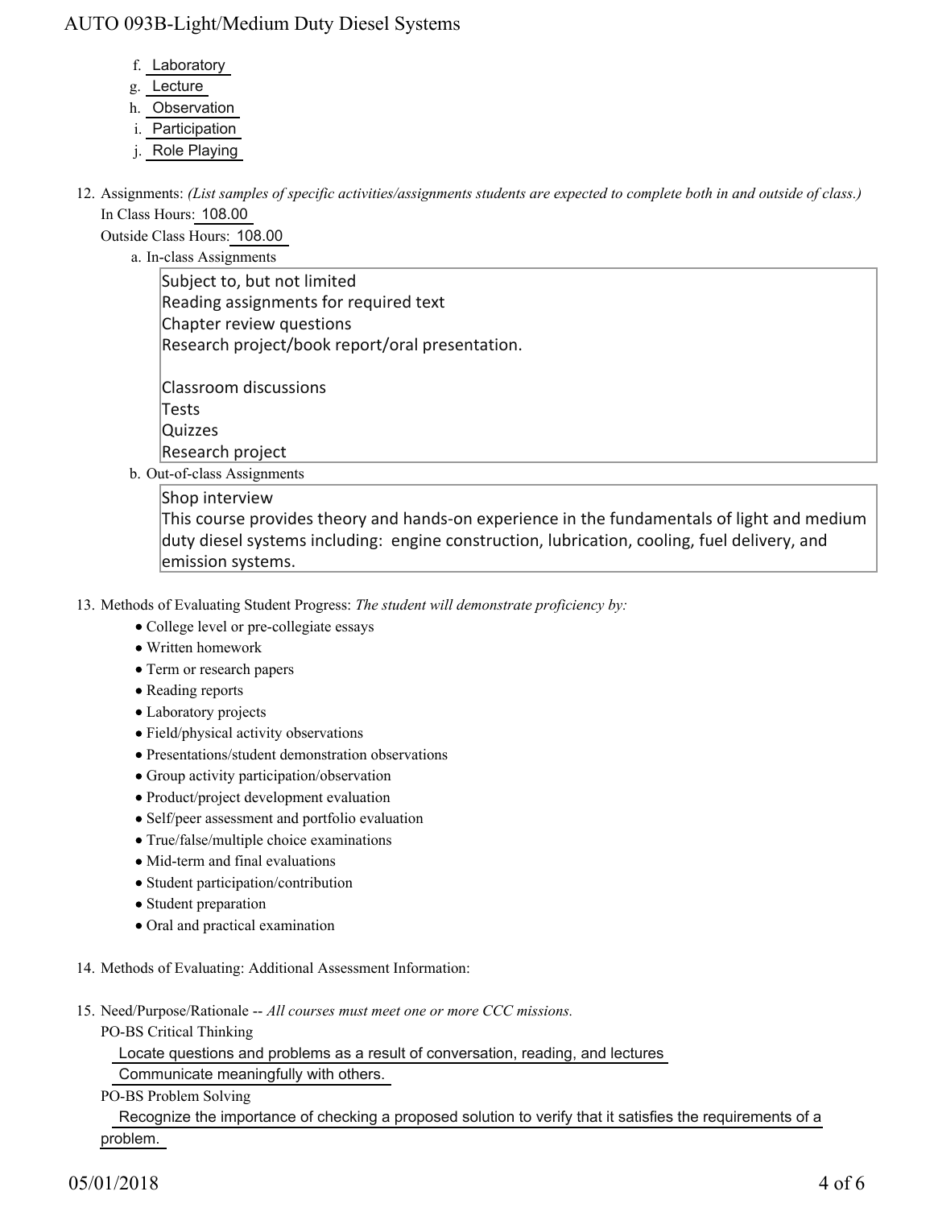f. Laboratory
g. Lecture
h. Observation
i. Participation
j. Role Playing

12. Assignments: *(List samples of specific activities/assignments students are expected to complete both in and outside of class.)*
    In Class Hours: 108.00
    Outside Class Hours: 108.00
    a. In-class Assignments

    Subject to, but not limited
    Reading assignments for required text
    Chapter review questions
    Research project/book report/oral presentation.

    Classroom discussions
    Tests
    Quizzes
    Research project

    b. Out-of-class Assignments

    Shop interview
    This course provides theory and hands-on experience in the fundamentals of light and medium duty diesel systems including: engine construction, lubrication, cooling, fuel delivery, and emission systems.

13. Methods of Evaluating Student Progress: *The student will demonstrate proficiency by:*
    - College level or pre-collegiate essays
    - Written homework
    - Term or research papers
    - Reading reports
    - Laboratory projects
    - Field/physical activity observations
    - Presentations/student demonstration observations
    - Group activity participation/observation
    - Product/project development evaluation
    - Self/peer assessment and portfolio evaluation
    - True/false/multiple choice examinations
    - Mid-term and final evaluations
    - Student participation/contribution
    - Student preparation
    - Oral and practical examination

14. Methods of Evaluating: Additional Assessment Information:

15. Need/Purpose/Rationale -- *All courses must meet one or more CCC missions.*
    PO-BS Critical Thinking
    Locate questions and problems as a result of conversation, reading, and lectures
    Communicate meaningfully with others.
    PO-BS Problem Solving
    Recognize the importance of checking a proposed solution to verify that it satisfies the requirements of a problem.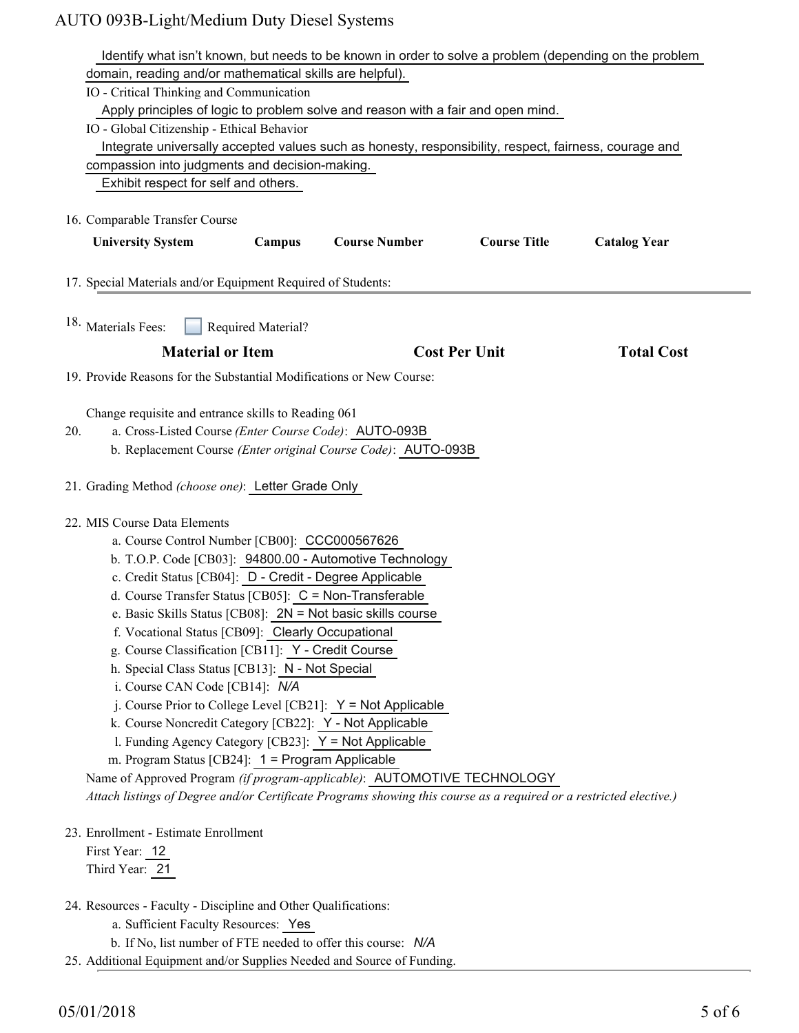Identify what isn't known, but needs to be known in order to solve a problem (depending on the problem domain, reading and/or mathematical skills are helpful).

IO - Critical Thinking and Communication

Apply principles of logic to problem solve and reason with a fair and open mind.

IO - Global Citizenship - Ethical Behavior

Integrate universally accepted values such as honesty, responsibility, respect, fairness, courage and compassion into judgments and decision-making.

Exhibit respect for self and others.

16. Comparable Transfer Course

| University System | Campus | Course Number | Course Title | Catalog Year |
|---|---|---|---|---|

17. Special Materials and/or Equipment Required of Students:

18. Materials Fees: ☐ Required Material?

| Material or Item | Cost Per Unit | Total Cost |
|---|---|---|

19. Provide Reasons for the Substantial Modifications or New Course:

Change requisite and entrance skills to Reading 061

20.
   a. Cross-Listed Course *(Enter Course Code)*: AUTO-093B
   b. Replacement Course *(Enter original Course Code)*: AUTO-093B

21. Grading Method *(choose one)*: Letter Grade Only

22. MIS Course Data Elements
   a. Course Control Number [CB00]: CCC000567626
   b. T.O.P. Code [CB03]: 94800.00 - Automotive Technology
   c. Credit Status [CB04]: D - Credit - Degree Applicable
   d. Course Transfer Status [CB05]: C = Non-Transferable
   e. Basic Skills Status [CB08]: 2N = Not basic skills course
   f. Vocational Status [CB09]: Clearly Occupational
   g. Course Classification [CB11]: Y - Credit Course
   h. Special Class Status [CB13]: N - Not Special
   i. Course CAN Code [CB14]: *N/A*
   j. Course Prior to College Level [CB21]: Y = Not Applicable
   k. Course Noncredit Category [CB22]: Y - Not Applicable
   l. Funding Agency Category [CB23]: Y = Not Applicable
   m. Program Status [CB24]: 1 = Program Applicable

   Name of Approved Program *(if program-applicable)*: AUTOMOTIVE TECHNOLOGY

   *Attach listings of Degree and/or Certificate Programs showing this course as a required or a restricted elective.)*

23. Enrollment - Estimate Enrollment

   First Year: 12

   Third Year: 21

24. Resources - Faculty - Discipline and Other Qualifications:
   a. Sufficient Faculty Resources: Yes
   b. If No, list number of FTE needed to offer this course: *N/A*

25. Additional Equipment and/or Supplies Needed and Source of Funding.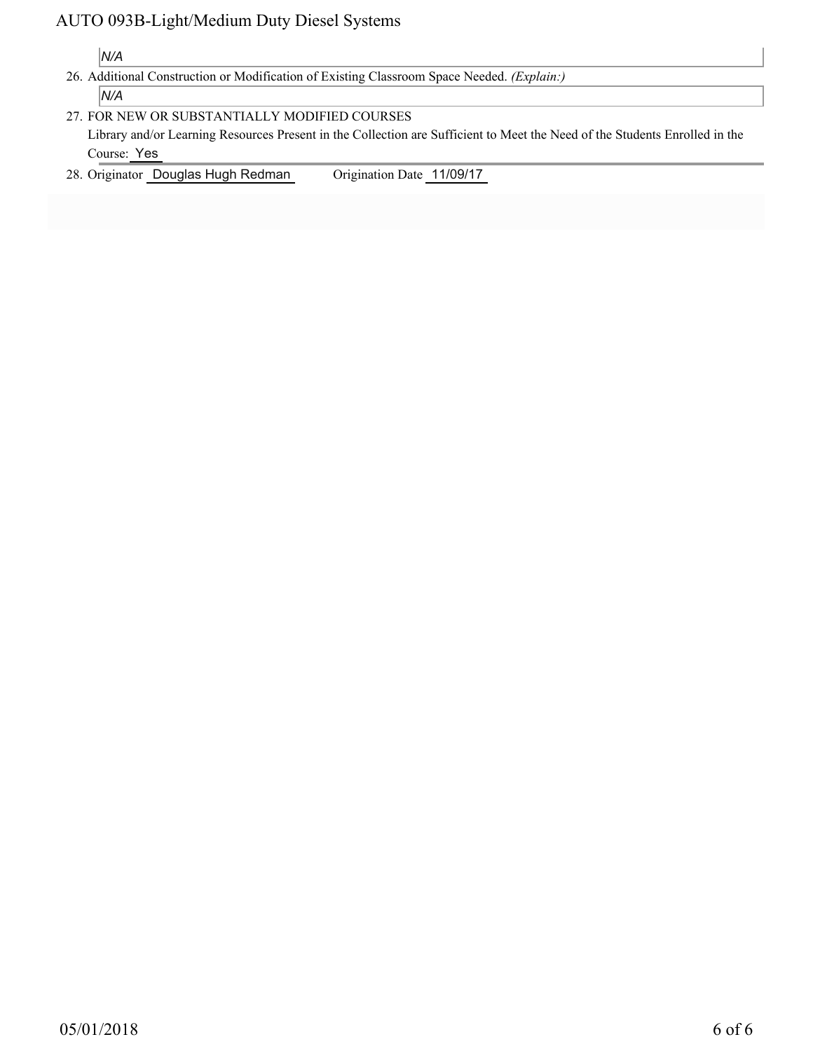N/A

26. Additional Construction or Modification of Existing Classroom Space Needed. *(Explain:)*

    N/A

27. FOR NEW OR SUBSTANTIALLY MODIFIED COURSES

    Library and/or Learning Resources Present in the Collection are Sufficient to Meet the Need of the Students Enrolled in the Course: Yes

28. Originator Douglas Hugh Redman Origination Date 11/09/17